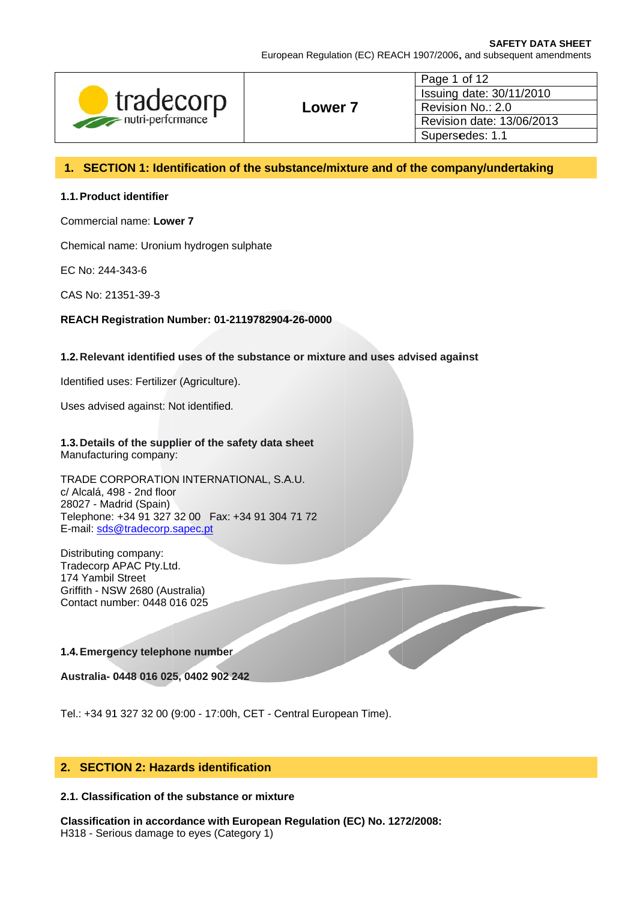**SAFETY DATA SHEET**
European Regulation (EC) REACH 1907/2006, and subsequent amendments

| tradecorp nutri-performance | Lower 7 | Page 1 of 12 |
|---|---|---|
| | | Issuing date: 30/11/2010 |
| | | Revision No.: 2.0 |
| | | Revision date: 13/06/2013 |
| | | Supersedes: 1.1 |

## 1. SECTION 1: Identification of the substance/mixture and of the company/undertaking

### 1.1. Product identifier

Commercial name: **Lower 7**

Chemical name: Uronium hydrogen sulphate

EC No: 244-343-6

CAS No: 21351-39-3

**REACH Registration Number: 01-2119782904-26-0000**

### 1.2. Relevant identified uses of the substance or mixture and uses advised against

Identified uses: Fertilizer (Agriculture).

Uses advised against: Not identified.

### 1.3. Details of the supplier of the safety data sheet

Manufacturing company:

TRADE CORPORATION INTERNATIONAL, S.A.U.
c/ Alcalá, 498 - 2nd floor
28027 - Madrid (Spain)
Telephone: +34 91 327 32 00 Fax: +34 91 304 71 72
E-mail: sds@tradecorp.sapec.pt

Distributing company:
Tradecorp APAC Pty.Ltd.
174 Yambil Street
Griffith - NSW 2680 (Australia)
Contact number: 0448 016 025

### 1.4. Emergency telephone number

**Australia- 0448 016 025, 0402 902 242**

Tel.: +34 91 327 32 00 (9:00 - 17:00h, CET - Central European Time).

## 2. SECTION 2: Hazards identification

### 2.1. Classification of the substance or mixture

**Classification in accordance with European Regulation (EC) No. 1272/2008:**
H318 - Serious damage to eyes (Category 1)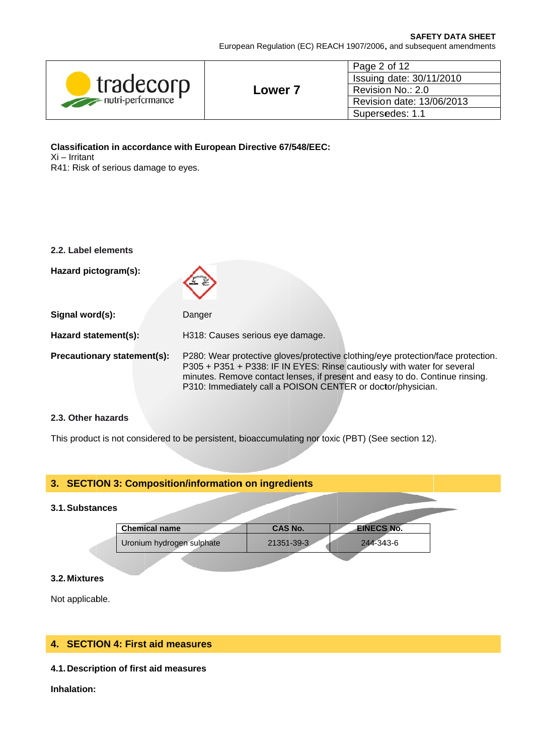**Classification in accordance with European Directive 67/548/EEC:**
Xi – Irritant
R41: Risk of serious damage to eyes.

### 2.2. Label elements

**Hazard pictogram(s):**

**Signal word(s):** Danger

**Hazard statement(s):** H318: Causes serious eye damage.

**Precautionary statement(s):** P280: Wear protective gloves/protective clothing/eye protection/face protection.
P305 + P351 + P338: IF IN EYES: Rinse cautiously with water for several minutes. Remove contact lenses, if present and easy to do. Continue rinsing.
P310: Immediately call a POISON CENTER or doctor/physician.

### 2.3. Other hazards

This product is not considered to be persistent, bioaccumulating nor toxic (PBT) (See section 12).

## 3. SECTION 3: Composition/information on ingredients

### 3.1. Substances

| Chemical name | CAS No. | EINECS No. |
|---|---|---|
| Uronium hydrogen sulphate | 21351-39-3 | 244-343-6 |

### 3.2. Mixtures

Not applicable.

## 4. SECTION 4: First aid measures

### 4.1. Description of first aid measures

**Inhalation:**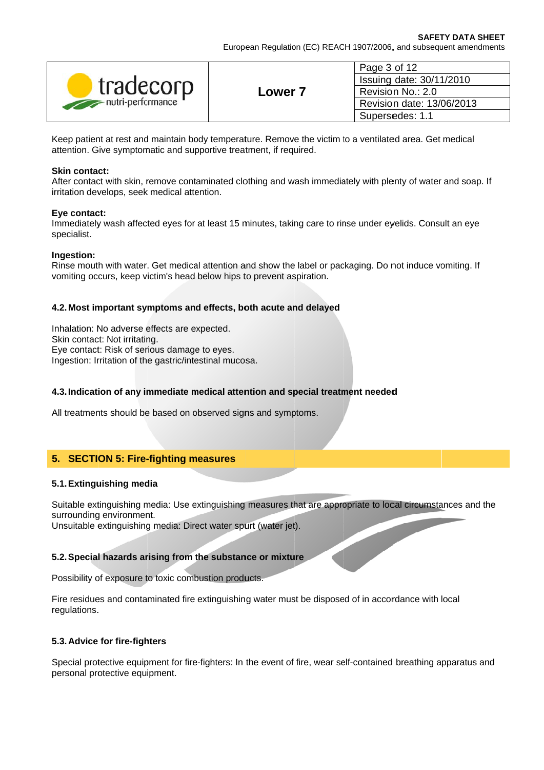Keep patient at rest and maintain body temperature. Remove the victim to a ventilated area. Get medical attention. Give symptomatic and supportive treatment, if required.

**Skin contact:**
After contact with skin, remove contaminated clothing and wash immediately with plenty of water and soap. If irritation develops, seek medical attention.

**Eye contact:**
Immediately wash affected eyes for at least 15 minutes, taking care to rinse under eyelids. Consult an eye specialist.

**Ingestion:**
Rinse mouth with water. Get medical attention and show the label or packaging. Do not induce vomiting. If vomiting occurs, keep victim's head below hips to prevent aspiration.

### 4.2. Most important symptoms and effects, both acute and delayed

Inhalation: No adverse effects are expected.
Skin contact: Not irritating.
Eye contact: Risk of serious damage to eyes.
Ingestion: Irritation of the gastric/intestinal mucosa.

### 4.3. Indication of any immediate medical attention and special treatment needed

All treatments should be based on observed signs and symptoms.

## 5. SECTION 5: Fire-fighting measures

### 5.1. Extinguishing media

Suitable extinguishing media: Use extinguishing measures that are appropriate to local circumstances and the surrounding environment.
Unsuitable extinguishing media: Direct water spurt (water jet).

### 5.2. Special hazards arising from the substance or mixture

Possibility of exposure to toxic combustion products.

Fire residues and contaminated fire extinguishing water must be disposed of in accordance with local regulations.

### 5.3. Advice for fire-fighters

Special protective equipment for fire-fighters: In the event of fire, wear self-contained breathing apparatus and personal protective equipment.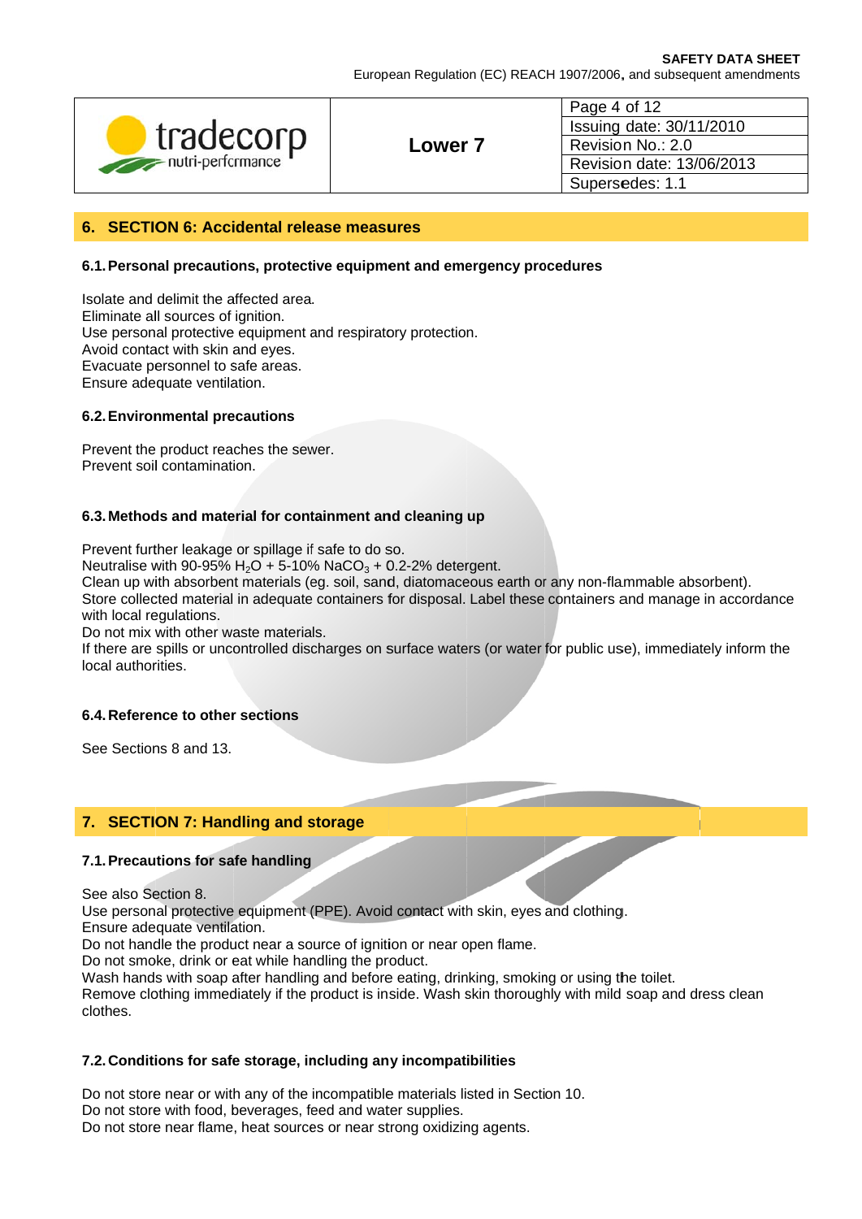## 6. SECTION 6: Accidental release measures

### 6.1. Personal precautions, protective equipment and emergency procedures

Isolate and delimit the affected area.
Eliminate all sources of ignition.
Use personal protective equipment and respiratory protection.
Avoid contact with skin and eyes.
Evacuate personnel to safe areas.
Ensure adequate ventilation.

### 6.2. Environmental precautions

Prevent the product reaches the sewer.
Prevent soil contamination.

### 6.3. Methods and material for containment and cleaning up

Prevent further leakage or spillage if safe to do so.
Neutralise with 90-95% $H_2O$ + 5-10% $NaCO_3$ + 0.2-2% detergent.
Clean up with absorbent materials (eg. soil, sand, diatomaceous earth or any non-flammable absorbent).
Store collected material in adequate containers for disposal. Label these containers and manage in accordance with local regulations.
Do not mix with other waste materials.
If there are spills or uncontrolled discharges on surface waters (or water for public use), immediately inform the local authorities.

### 6.4. Reference to other sections

See Sections 8 and 13.

## 7. SECTION 7: Handling and storage

### 7.1. Precautions for safe handling

See also Section 8.
Use personal protective equipment (PPE). Avoid contact with skin, eyes and clothing.
Ensure adequate ventilation.
Do not handle the product near a source of ignition or near open flame.
Do not smoke, drink or eat while handling the product.
Wash hands with soap after handling and before eating, drinking, smoking or using the toilet.
Remove clothing immediately if the product is inside. Wash skin thoroughly with mild soap and dress clean clothes.

### 7.2. Conditions for safe storage, including any incompatibilities

Do not store near or with any of the incompatible materials listed in Section 10.
Do not store with food, beverages, feed and water supplies.
Do not store near flame, heat sources or near strong oxidizing agents.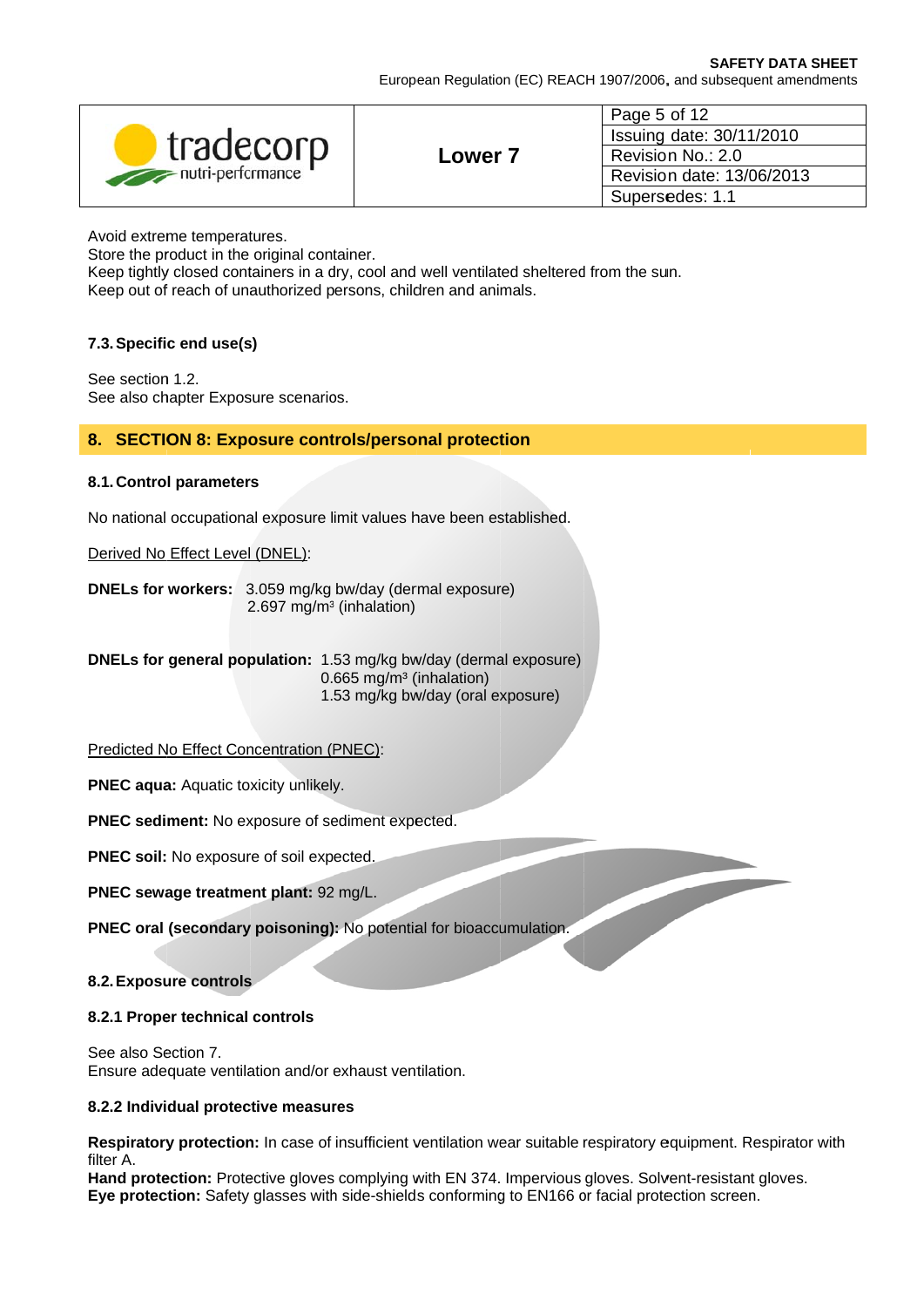Avoid extreme temperatures.
Store the product in the original container.
Keep tightly closed containers in a dry, cool and well ventilated sheltered from the sun.
Keep out of reach of unauthorized persons, children and animals.

### 7.3. Specific end use(s)

See section 1.2.
See also chapter Exposure scenarios.

## 8. SECTION 8: Exposure controls/personal protection

### 8.1. Control parameters

No national occupational exposure limit values have been established.

Derived No Effect Level (DNEL):

**DNELs for workers:** 3.059 mg/kg bw/day (dermal exposure)
2.697 mg/m³ (inhalation)

**DNELs for general population:** 1.53 mg/kg bw/day (dermal exposure)
0.665 mg/m³ (inhalation)
1.53 mg/kg bw/day (oral exposure)

Predicted No Effect Concentration (PNEC):

**PNEC aqua:** Aquatic toxicity unlikely.

**PNEC sediment:** No exposure of sediment expected.

**PNEC soil:** No exposure of soil expected.

**PNEC sewage treatment plant:** 92 mg/L.

**PNEC oral (secondary poisoning):** No potential for bioaccumulation.

### 8.2. Exposure controls

#### 8.2.1 Proper technical controls

See also Section 7.
Ensure adequate ventilation and/or exhaust ventilation.

#### 8.2.2 Individual protective measures

**Respiratory protection:** In case of insufficient ventilation wear suitable respiratory equipment. Respirator with filter A.
**Hand protection:** Protective gloves complying with EN 374. Impervious gloves. Solvent-resistant gloves.
**Eye protection:** Safety glasses with side-shields conforming to EN166 or facial protection screen.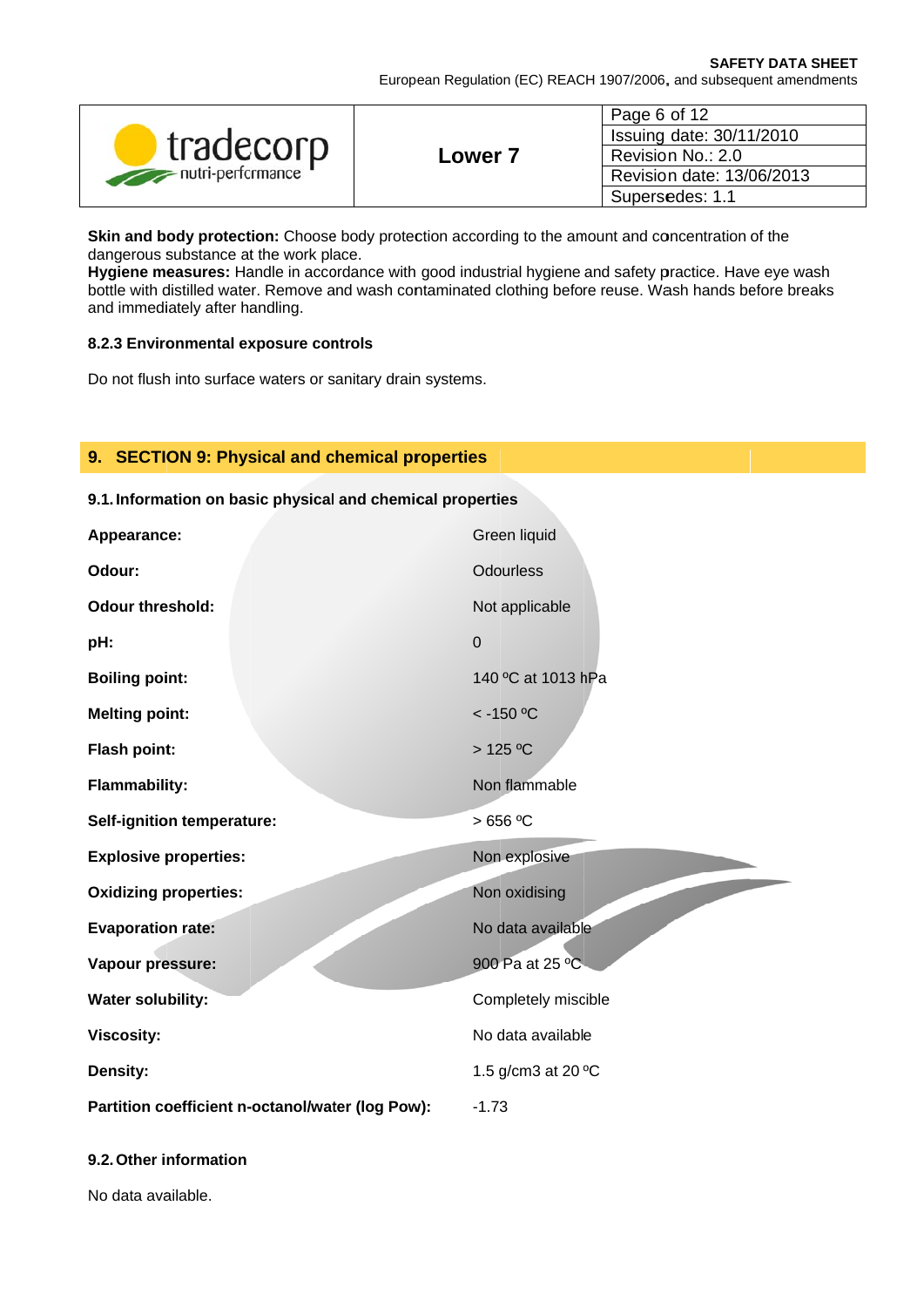**Skin and body protection:** Choose body protection according to the amount and concentration of the dangerous substance at the work place.
**Hygiene measures:** Handle in accordance with good industrial hygiene and safety practice. Have eye wash bottle with distilled water. Remove and wash contaminated clothing before reuse. Wash hands before breaks and immediately after handling.

### 8.2.3 Environmental exposure controls

Do not flush into surface waters or sanitary drain systems.

## 9. SECTION 9: Physical and chemical properties

### 9.1. Information on basic physical and chemical properties

| | |
|---|---|
| **Appearance:** | Green liquid |
| **Odour:** | Odourless |
| **Odour threshold:** | Not applicable |
| **pH:** | 0 |
| **Boiling point:** | 140 ºC at 1013 hPa |
| **Melting point:** | < -150 ºC |
| **Flash point:** | > 125 ºC |
| **Flammability:** | Non flammable |
| **Self-ignition temperature:** | > 656 ºC |
| **Explosive properties:** | Non explosive |
| **Oxidizing properties:** | Non oxidising |
| **Evaporation rate:** | No data available |
| **Vapour pressure:** | 900 Pa at 25 ºC |
| **Water solubility:** | Completely miscible |
| **Viscosity:** | No data available |
| **Density:** | 1.5 g/cm3 at 20 ºC |
| **Partition coefficient n-octanol/water (log Pow):** | -1.73 |

### 9.2. Other information

No data available.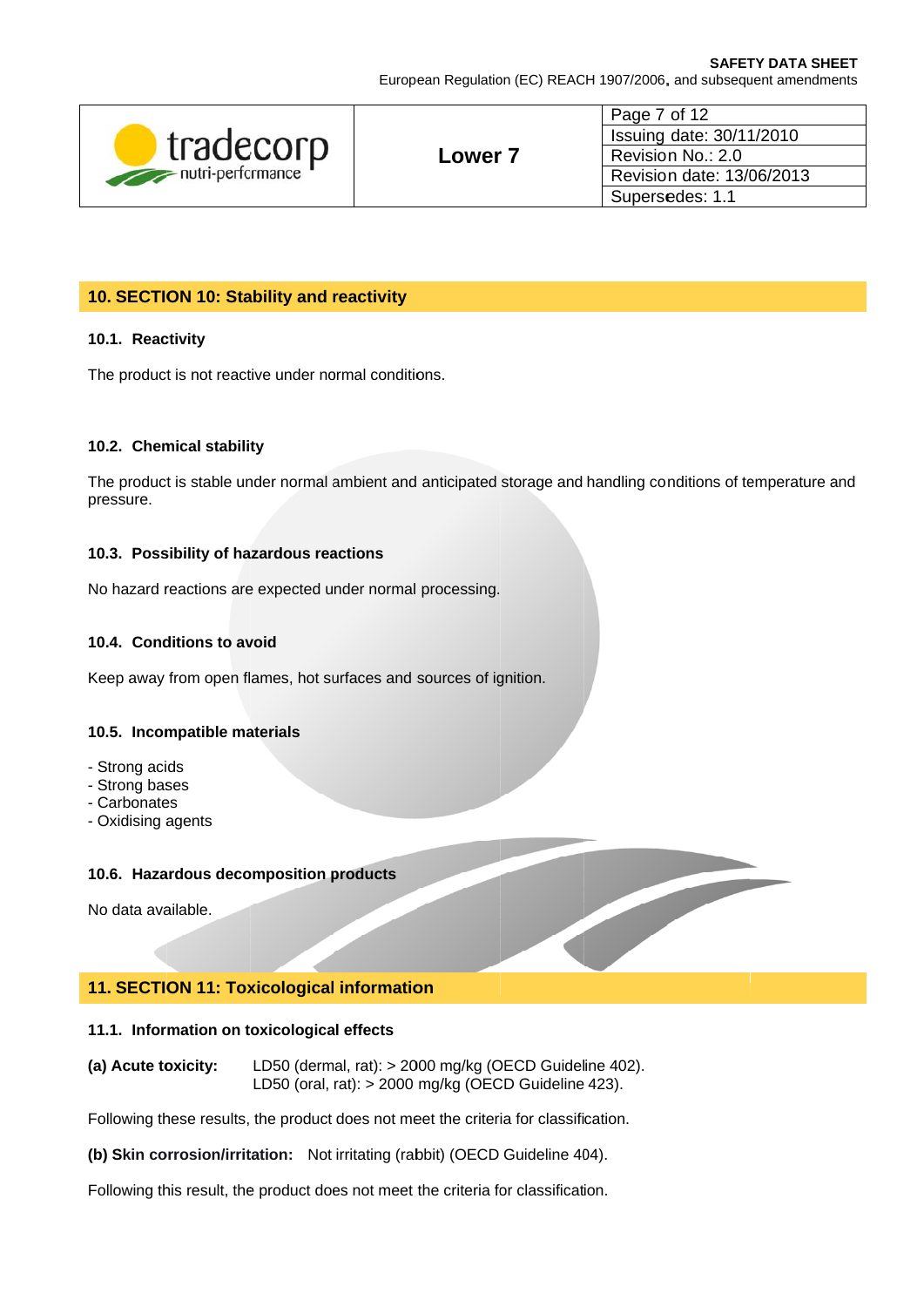## 10. SECTION 10: Stability and reactivity

### 10.1. Reactivity

The product is not reactive under normal conditions.

### 10.2. Chemical stability

The product is stable under normal ambient and anticipated storage and handling conditions of temperature and pressure.

### 10.3. Possibility of hazardous reactions

No hazard reactions are expected under normal processing.

### 10.4. Conditions to avoid

Keep away from open flames, hot surfaces and sources of ignition.

### 10.5. Incompatible materials

- Strong acids
- Strong bases
- Carbonates
- Oxidising agents

### 10.6. Hazardous decomposition products

No data available.

## 11. SECTION 11: Toxicological information

### 11.1. Information on toxicological effects

**(a) Acute toxicity:** LD50 (dermal, rat): > 2000 mg/kg (OECD Guideline 402).
LD50 (oral, rat): > 2000 mg/kg (OECD Guideline 423).

Following these results, the product does not meet the criteria for classification.

**(b) Skin corrosion/irritation:** Not irritating (rabbit) (OECD Guideline 404).

Following this result, the product does not meet the criteria for classification.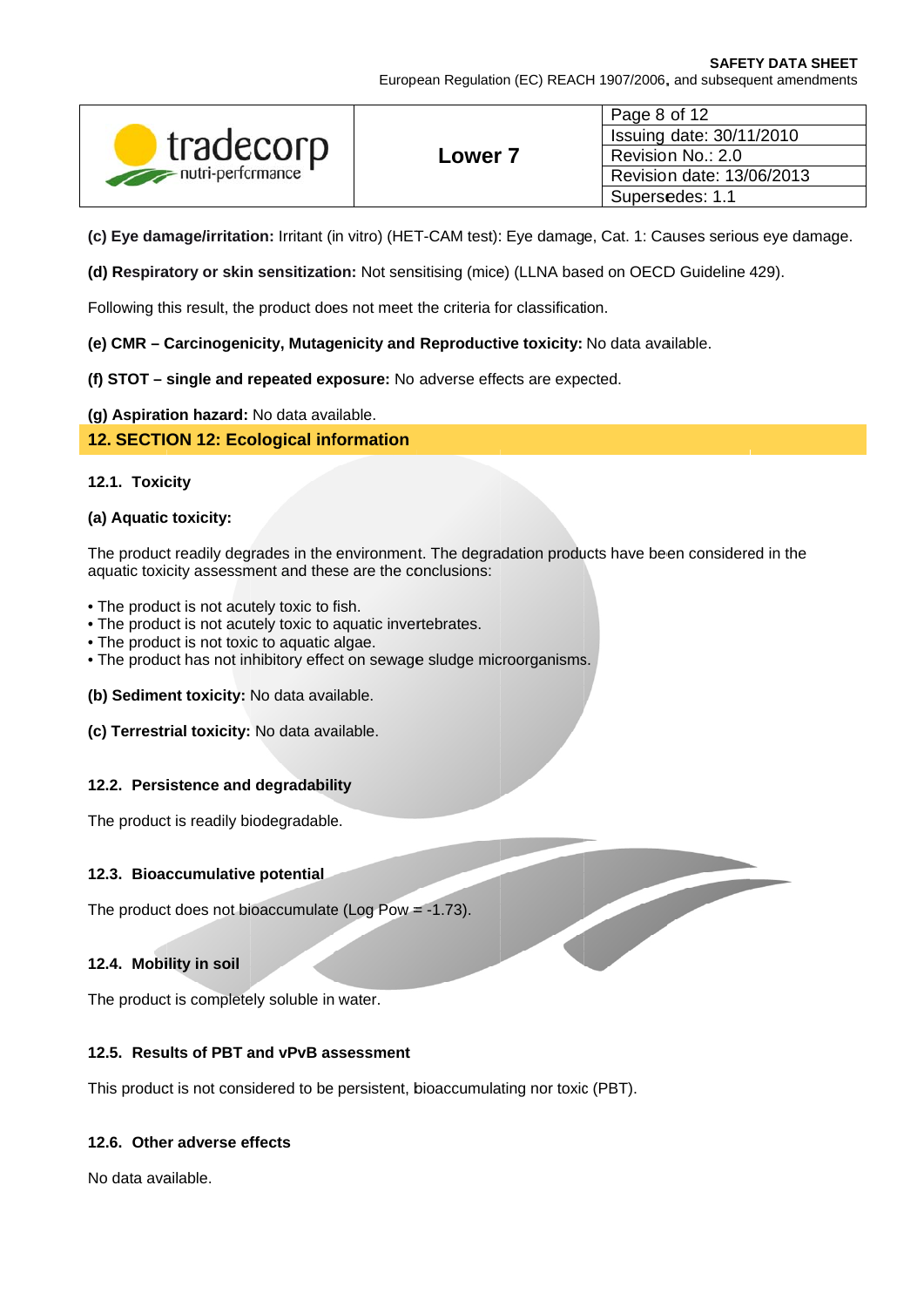**(c) Eye damage/irritation:** Irritant (in vitro) (HET-CAM test): Eye damage, Cat. 1: Causes serious eye damage.

**(d) Respiratory or skin sensitization:** Not sensitising (mice) (LLNA based on OECD Guideline 429).

Following this result, the product does not meet the criteria for classification.

**(e) CMR – Carcinogenicity, Mutagenicity and Reproductive toxicity:** No data available.

**(f) STOT – single and repeated exposure:** No adverse effects are expected.

**(g) Aspiration hazard:** No data available.

## 12. SECTION 12: Ecological information

### 12.1. Toxicity

**(a) Aquatic toxicity:**

The product readily degrades in the environment. The degradation products have been considered in the aquatic toxicity assessment and these are the conclusions:

- The product is not acutely toxic to fish.
- The product is not acutely toxic to aquatic invertebrates.
- The product is not toxic to aquatic algae.
- The product has not inhibitory effect on sewage sludge microorganisms.

**(b) Sediment toxicity:** No data available.

**(c) Terrestrial toxicity:** No data available.

### 12.2. Persistence and degradability

The product is readily biodegradable.

### 12.3. Bioaccumulative potential

The product does not bioaccumulate (Log Pow = -1.73).

### 12.4. Mobility in soil

The product is completely soluble in water.

### 12.5. Results of PBT and vPvB assessment

This product is not considered to be persistent, bioaccumulating nor toxic (PBT).

### 12.6. Other adverse effects

No data available.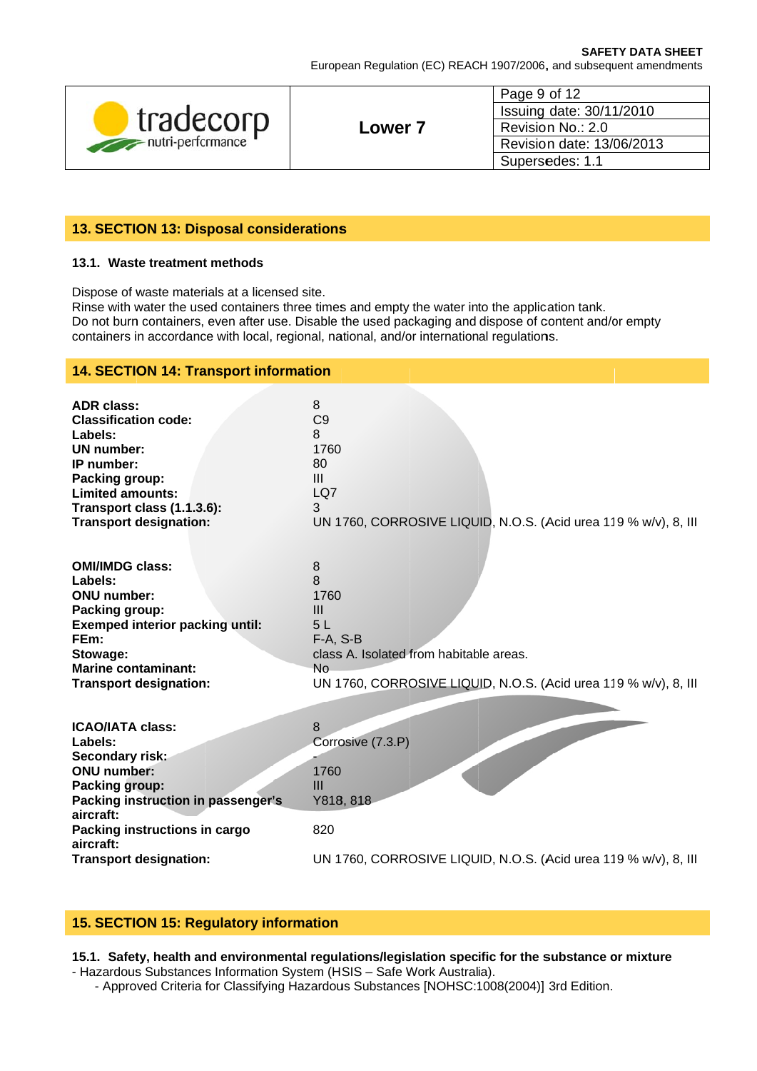## 13. SECTION 13: Disposal considerations

### 13.1. Waste treatment methods

Dispose of waste materials at a licensed site.
Rinse with water the used containers three times and empty the water into the application tank.
Do not burn containers, even after use. Disable the used packaging and dispose of content and/or empty containers in accordance with local, regional, national, and/or international regulations.

## 14. SECTION 14: Transport information

| | |
|---|---|
| **ADR class:** | 8 |
| **Classification code:** | C9 |
| **Labels:** | 8 |
| **UN number:** | 1760 |
| **IP number:** | 80 |
| **Packing group:** | III |
| **Limited amounts:** | LQ7 |
| **Transport class (1.1.3.6):** | 3 |
| **Transport designation:** | UN 1760, CORROSIVE LIQUID, N.O.S. (Acid urea 119 % w/v), 8, III |

| | |
|---|---|
| **OMI/IMDG class:** | 8 |
| **Labels:** | 8 |
| **ONU number:** | 1760 |
| **Packing group:** | III |
| **Exemped interior packing until:** | 5 L |
| **FEm:** | F-A, S-B |
| **Stowage:** | class A. Isolated from habitable areas. |
| **Marine contaminant:** | No |
| **Transport designation:** | UN 1760, CORROSIVE LIQUID, N.O.S. (Acid urea 119 % w/v), 8, III |

| | |
|---|---|
| **ICAO/IATA class:** | 8 |
| **Labels:** | Corrosive (7.3.P) |
| **Secondary risk:** | - |
| **ONU number:** | 1760 |
| **Packing group:** | III |
| **Packing instruction in passenger's aircraft:** | Y818, 818 |
| **Packing instructions in cargo aircraft:** | 820 |
| **Transport designation:** | UN 1760, CORROSIVE LIQUID, N.O.S. (Acid urea 119 % w/v), 8, III |

## 15. SECTION 15: Regulatory information

**15.1. Safety, health and environmental regulations/legislation specific for the substance or mixture**

- Hazardous Substances Information System (HSIS – Safe Work Australia).
    - Approved Criteria for Classifying Hazardous Substances [NOHSC:1008(2004)] 3rd Edition.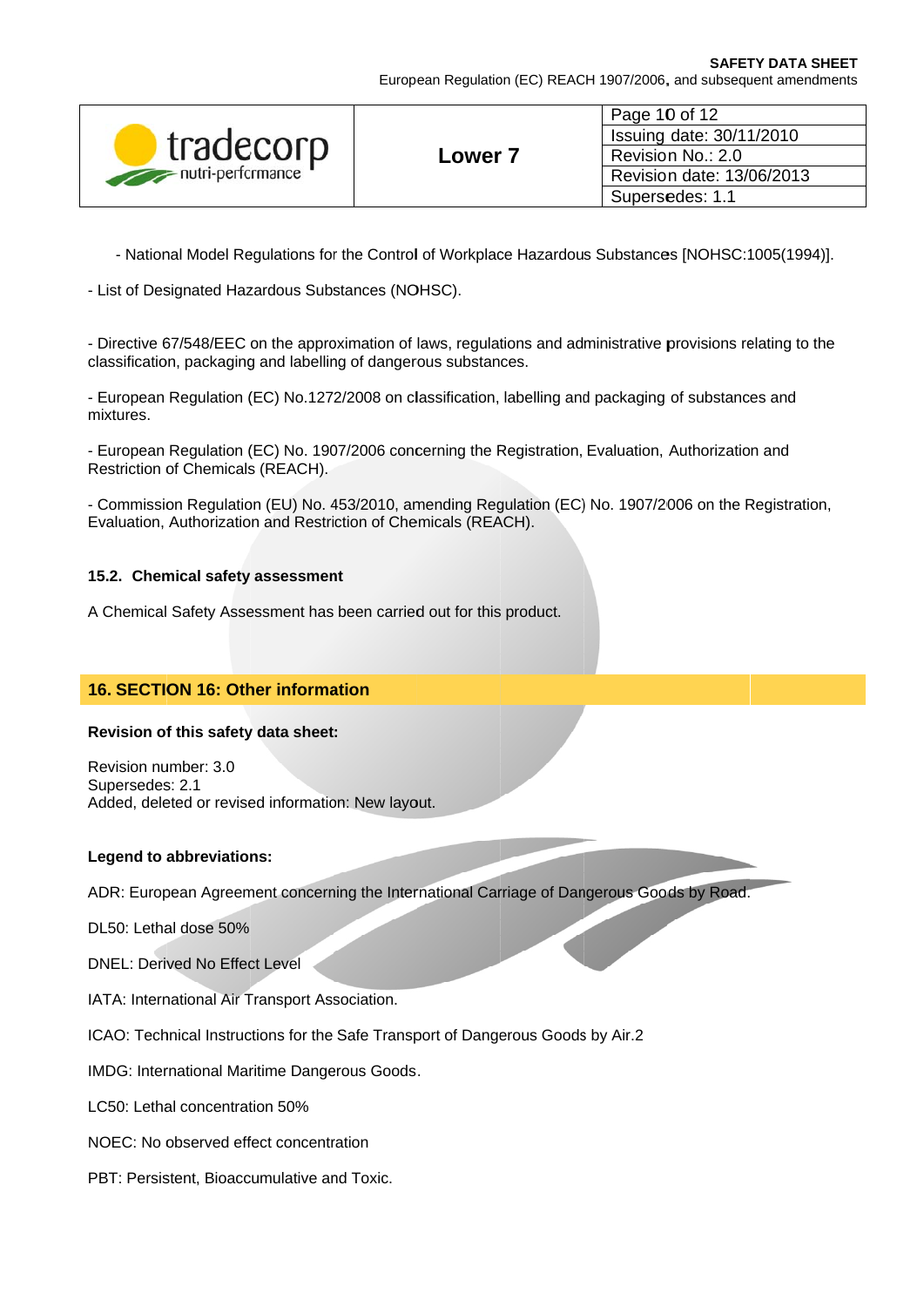- National Model Regulations for the Control of Workplace Hazardous Substances [NOHSC:1005(1994)].

- List of Designated Hazardous Substances (NOHSC).

- Directive 67/548/EEC on the approximation of laws, regulations and administrative provisions relating to the classification, packaging and labelling of dangerous substances.

- European Regulation (EC) No.1272/2008 on classification, labelling and packaging of substances and mixtures.

- European Regulation (EC) No. 1907/2006 concerning the Registration, Evaluation, Authorization and Restriction of Chemicals (REACH).

- Commission Regulation (EU) No. 453/2010, amending Regulation (EC) No. 1907/2006 on the Registration, Evaluation, Authorization and Restriction of Chemicals (REACH).

### 15.2. Chemical safety assessment

A Chemical Safety Assessment has been carried out for this product.

## 16. SECTION 16: Other information

**Revision of this safety data sheet:**

Revision number: 3.0
Supersedes: 2.1
Added, deleted or revised information: New layout.

**Legend to abbreviations:**

ADR: European Agreement concerning the International Carriage of Dangerous Goods by Road.

DL50: Lethal dose 50%

DNEL: Derived No Effect Level

IATA: International Air Transport Association.

ICAO: Technical Instructions for the Safe Transport of Dangerous Goods by Air.2

IMDG: International Maritime Dangerous Goods.

LC50: Lethal concentration 50%

NOEC: No observed effect concentration

PBT: Persistent, Bioaccumulative and Toxic.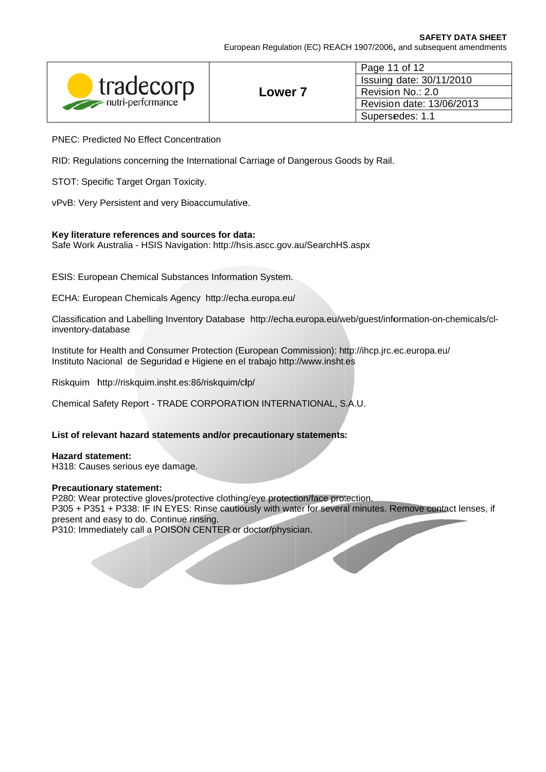PNEC: Predicted No Effect Concentration

RID: Regulations concerning the International Carriage of Dangerous Goods by Rail.

STOT: Specific Target Organ Toxicity.

vPvB: Very Persistent and very Bioaccumulative.

**Key literature references and sources for data:**
Safe Work Australia - HSIS Navigation: http://hsis.ascc.gov.au/SearchHS.aspx

ESIS: European Chemical Substances Information System.

ECHA: European Chemicals Agency http://echa.europa.eu/

Classification and Labelling Inventory Database http://echa.europa.eu/web/guest/information-on-chemicals/cl-inventory-database

Institute for Health and Consumer Protection (European Commission): http://ihcp.jrc.ec.europa.eu/
Instituto Nacional de Seguridad e Higiene en el trabajo http://www.insht.es

Riskquim http://riskquim.insht.es:86/riskquim/clp/

Chemical Safety Report - TRADE CORPORATION INTERNATIONAL, S.A.U.

**List of relevant hazard statements and/or precautionary statements:**

**Hazard statement:**
H318: Causes serious eye damage.

**Precautionary statement:**
P280: Wear protective gloves/protective clothing/eye protection/face protection.
P305 + P351 + P338: IF IN EYES: Rinse cautiously with water for several minutes. Remove contact lenses, if present and easy to do. Continue rinsing.
P310: Immediately call a POISON CENTER or doctor/physician.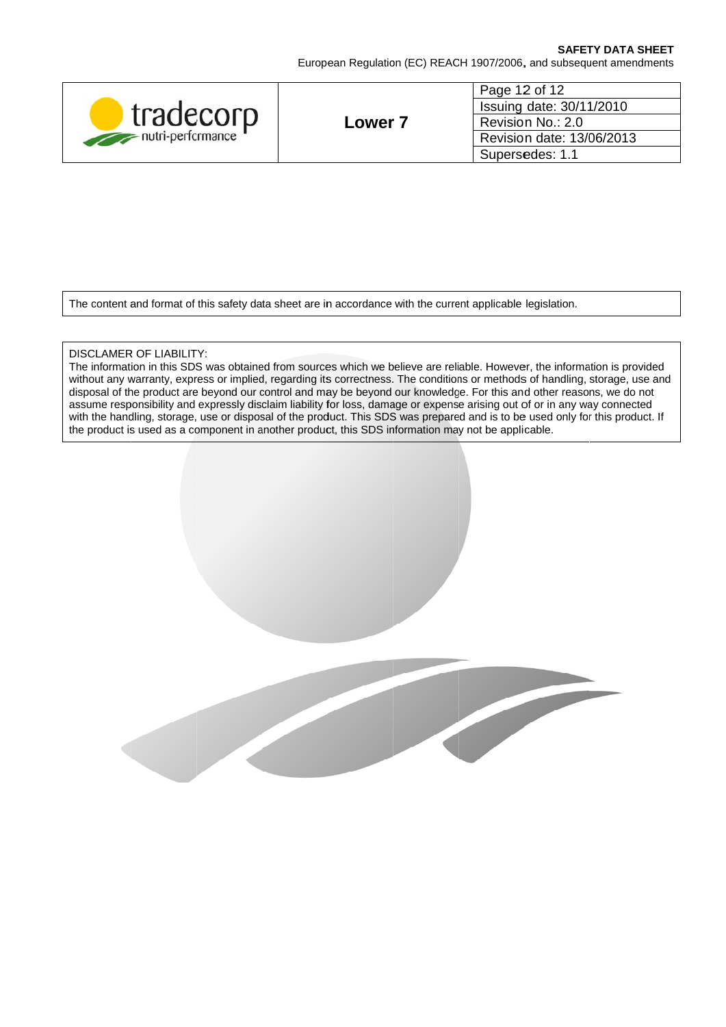The content and format of this safety data sheet are in accordance with the current applicable legislation.

DISCLAMER OF LIABILITY:
The information in this SDS was obtained from sources which we believe are reliable. However, the information is provided without any warranty, express or implied, regarding its correctness. The conditions or methods of handling, storage, use and disposal of the product are beyond our control and may be beyond our knowledge. For this and other reasons, we do not assume responsibility and expressly disclaim liability for loss, damage or expense arising out of or in any way connected with the handling, storage, use or disposal of the product. This SDS was prepared and is to be used only for this product. If the product is used as a component in another product, this SDS information may not be applicable.